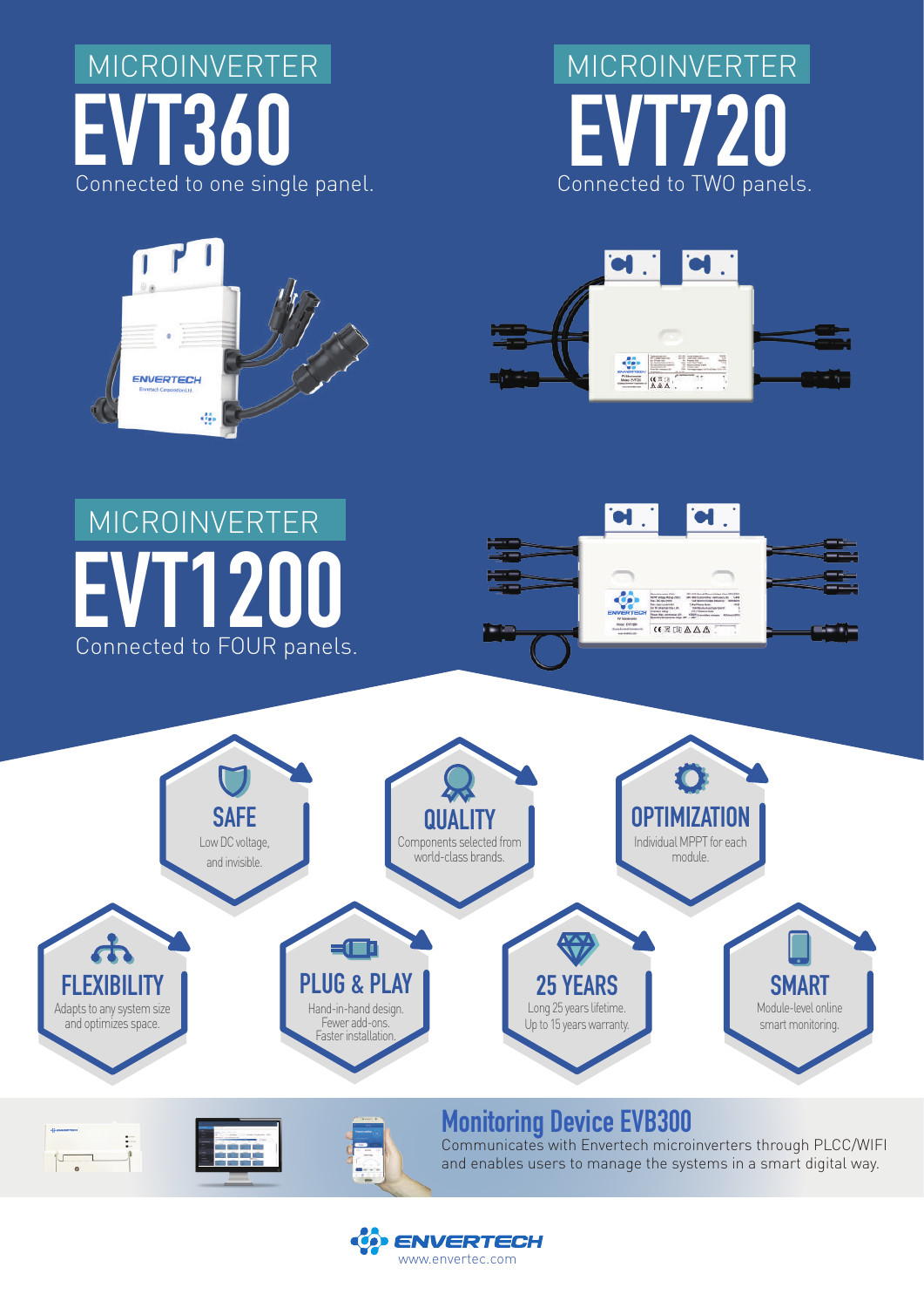## MICROINVERTER
# EVT360
Connected to one single panel.

## MICROINVERTER
# EVT720
Connected to TWO panels.

## MICROINVERTER
# EVT1200
Connected to FOUR panels.

### SAFE
Low DC voltage, and invisible.

### QUALITY
Components selected from world-class brands.

### OPTIMIZATION
Individual MPPT for each module.

### FLEXIBILITY
Adapts to any system size and optimizes space.

### PLUG & PLAY
Hand-in-hand design. Fewer add-ons. Faster installation.

### 25 YEARS
Long 25 years lifetime. Up to 15 years warranty.

### SMART
Module-level online smart monitoring.

## Monitoring Device EVB300
Communicates with Envertech microinverters through PLCC/WIFI and enables users to manage the systems in a smart digital way.

ENVERTECH
www.envertec.com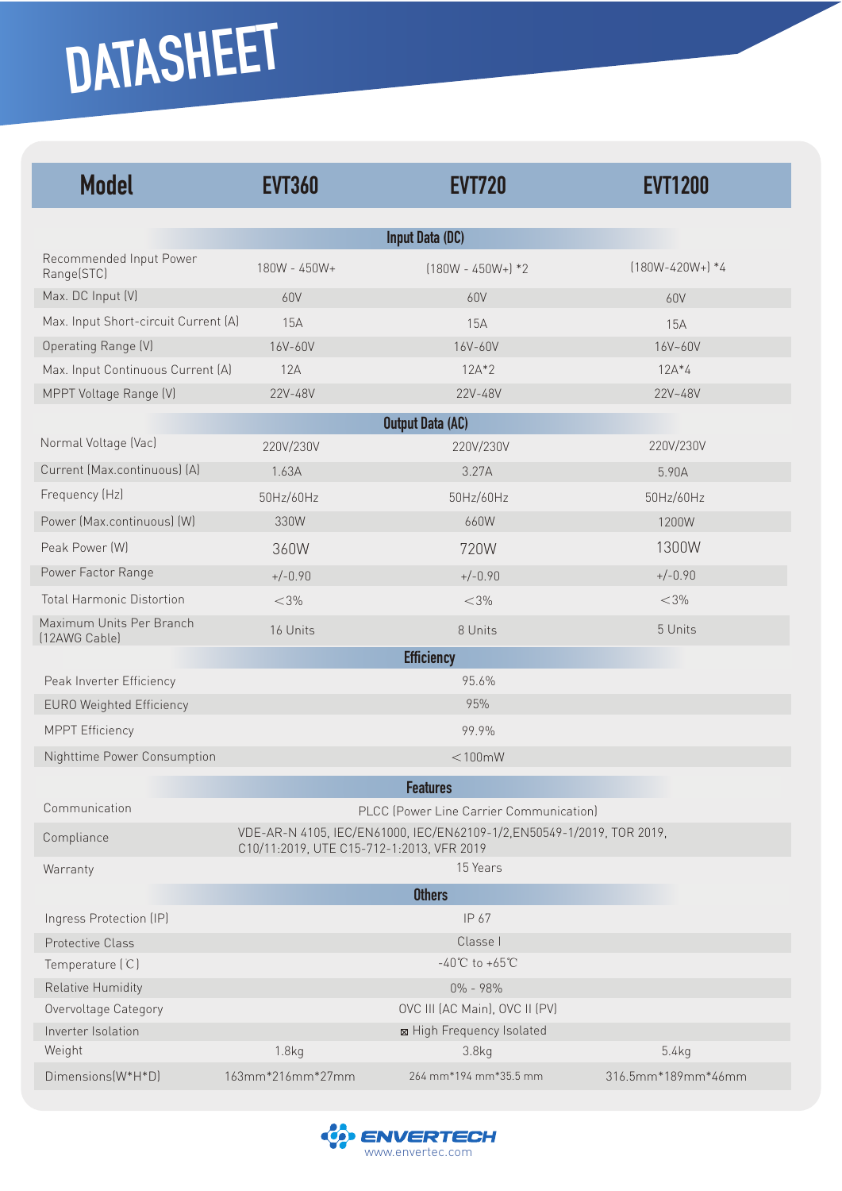# DATASHEET

| Model | EVT360 | EVT720 | EVT1200 |
|---|---|---|---|
| **Input Data (DC)** | | | |
| Recommended Input Power Range(STC) | 180W - 450W+ | (180W - 450W+) *2 | (180W-420W+) *4 |
| Max. DC Input (V) | 60V | 60V | 60V |
| Max. Input Short-circuit Current (A) | 15A | 15A | 15A |
| Operating Range (V) | 16V-60V | 16V-60V | 16V~60V |
| Max. Input Continuous Current (A) | 12A | 12A*2 | 12A*4 |
| MPPT Voltage Range (V) | 22V-48V | 22V-48V | 22V~48V |
| **Output Data (AC)** | | | |
| Normal Voltage (Vac) | 220V/230V | 220V/230V | 220V/230V |
| Current (Max.continuous) (A) | 1.63A | 3.27A | 5.90A |
| Frequency (Hz) | 50Hz/60Hz | 50Hz/60Hz | 50Hz/60Hz |
| Power (Max.continuous) (W) | 330W | 660W | 1200W |
| Peak Power (W) | 360W | 720W | 1300W |
| Power Factor Range | +/-0.90 | +/-0.90 | +/-0.90 |
| Total Harmonic Distortion | <3% | <3% | <3% |
| Maximum Units Per Branch (12AWG Cable) | 16 Units | 8 Units | 5 Units |
| **Efficiency** | | | |
| Peak Inverter Efficiency | 95.6% | | |
| EURO Weighted Efficiency | 95% | | |
| MPPT Efficiency | 99.9% | | |
| Nighttime Power Consumption | <100mW | | |
| **Features** | | | |
| Communication | PLCC (Power Line Carrier Communication) | | |
| Compliance | VDE-AR-N 4105, IEC/EN61000, IEC/EN62109-1/2,EN50549-1/2019, TOR 2019, C10/11:2019, UTE C15-712-1:2013, VFR 2019 | | |
| Warranty | 15 Years | | |
| **Others** | | | |
| Ingress Protection (IP) | IP 67 | | |
| Protective Class | Classe I | | |
| Temperature (℃) | -40℃ to +65℃ | | |
| Relative Humidity | 0% - 98% | | |
| Overvoltage Category | OVC III (AC Main), OVC II (PV) | | |
| Inverter Isolation | ⊠ High Frequency Isolated | | |
| Weight | 1.8kg | 3.8kg | 5.4kg |
| Dimensions(W*H*D) | 163mm*216mm*27mm | 264 mm*194 mm*35.5 mm | 316.5mm*189mm*46mm |

ENVERTECH
www.envertec.com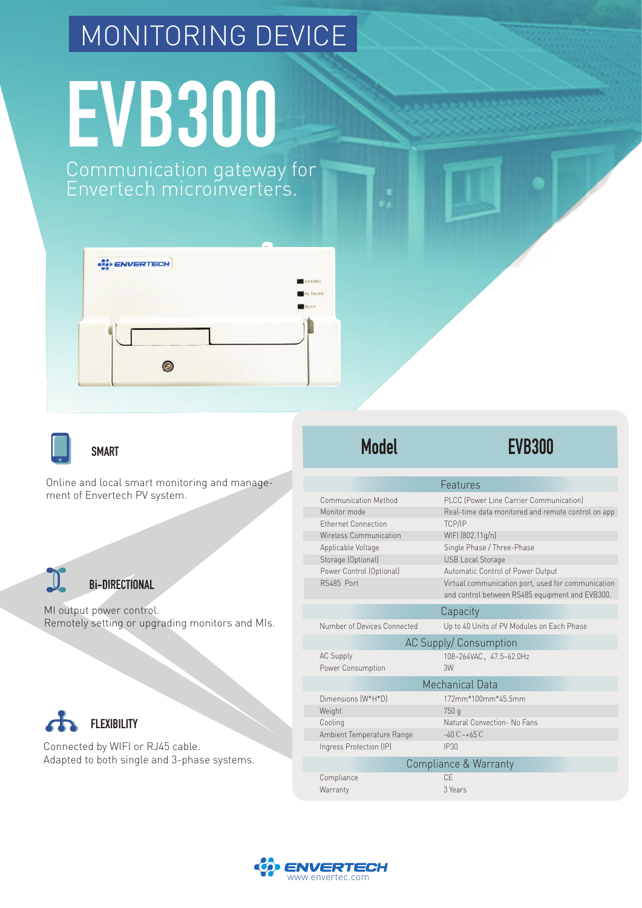# MONITORING DEVICE

# EVB300

Communication gateway for Envertech microinverters.

### SMART

Online and local smart monitoring and management of Envertech PV system.

### Bi-DIRECTIONAL

MI output power control.
Remotely setting or upgrading monitors and MIs.

### FLEXIBILITY

Connected by WIFI or RJ45 cable.
Adapted to both single and 3-phase systems.

| Model | EVB300 |
|---|---|
| **Features** | |
| Communication Method | PLCC (Power Line Carrier Communication) |
| Monitor mode | Real-time data monitored and remote control on app |
| Ethernet Connection | TCP/IP |
| Wireless Communication | WIFI (802.11g/n) |
| Applicable Voltage | Single Phase / Three-Phase |
| Storage (Optional) | USB Local Storage |
| Power Control (Optional) | Automatic Control of Power Output |
| RS485 Port | Virtual communication port, used for communication and control between RS485 equipment and EVB300. |
| **Capacity** | |
| Number of Devices Connected | Up to 40 Units of PV Modules on Each Phase |
| **AC Supply/ Consumption** | |
| AC Supply | 108~264VAC, 47.5~62.0Hz |
| Power Consumption | 3W |
| **Mechanical Data** | |
| Dimensions (W*H*D) | 172mm*100mm*45.5mm |
| Weight | 750 g |
| Cooling | Natural Convection- No Fans |
| Ambient Temperature Range | -40 C~+65 C |
| Ingress Protection (IP) | IP30 |
| **Compliance & Warranty** | |
| Compliance | CE |
| Warranty | 3 Years |

ENVERTECH
www.envertec.com